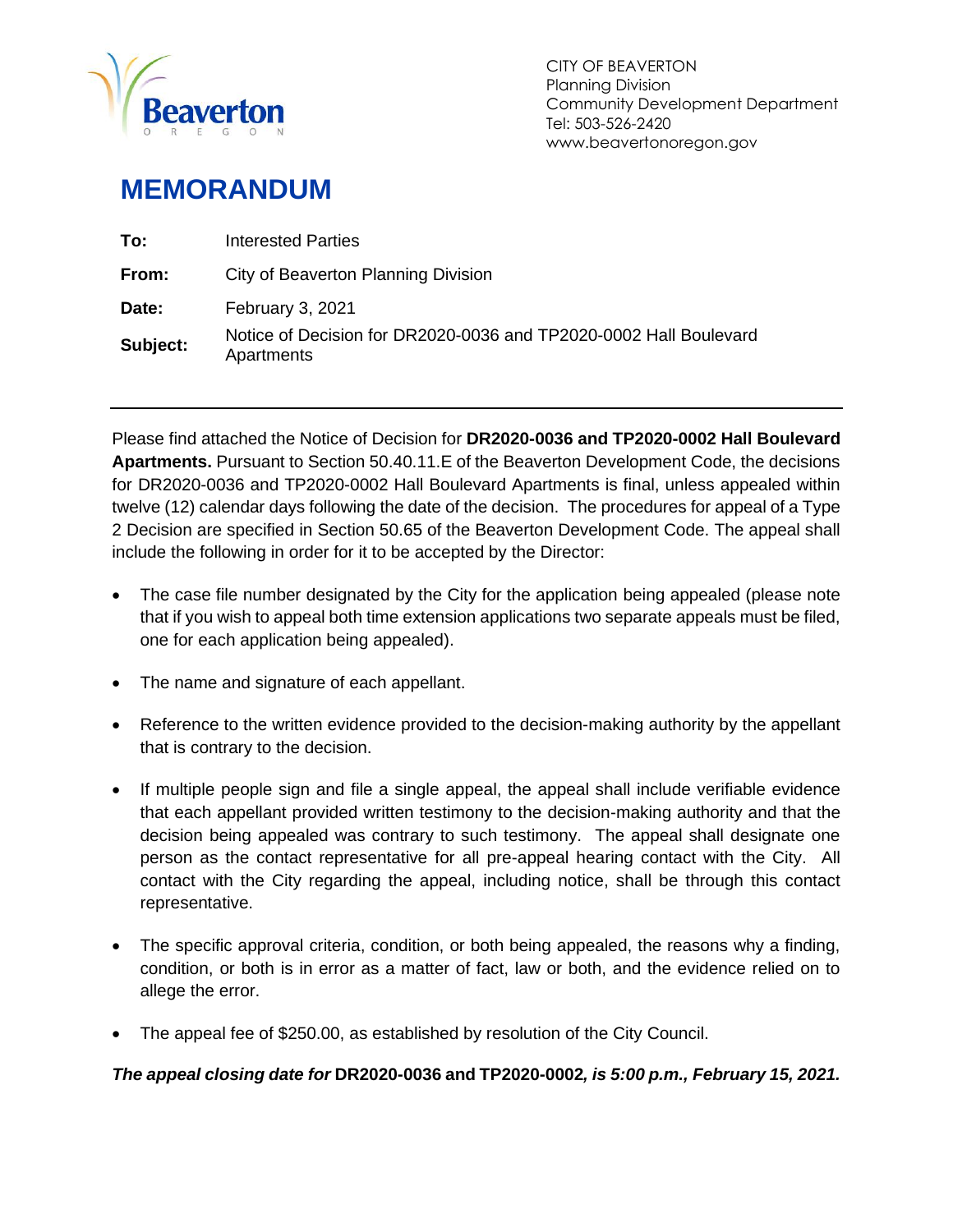CITY OF BEAVERTON
Planning Division
Community Development Department
Tel: 503-526-2420
www.beavertonoregon.gov

# MEMORANDUM

| | |
|---|---|
| **To:** | Interested Parties |
| **From:** | City of Beaverton Planning Division |
| **Date:** | February 3, 2021 |
| **Subject:** | Notice of Decision for DR2020-0036 and TP2020-0002 Hall Boulevard Apartments |

---

Please find attached the Notice of Decision for **DR2020-0036 and TP2020-0002 Hall Boulevard Apartments.** Pursuant to Section 50.40.11.E of the Beaverton Development Code, the decisions for DR2020-0036 and TP2020-0002 Hall Boulevard Apartments is final, unless appealed within twelve (12) calendar days following the date of the decision. The procedures for appeal of a Type 2 Decision are specified in Section 50.65 of the Beaverton Development Code. The appeal shall include the following in order for it to be accepted by the Director:

- The case file number designated by the City for the application being appealed (please note that if you wish to appeal both time extension applications two separate appeals must be filed, one for each application being appealed).
- The name and signature of each appellant.
- Reference to the written evidence provided to the decision-making authority by the appellant that is contrary to the decision.
- If multiple people sign and file a single appeal, the appeal shall include verifiable evidence that each appellant provided written testimony to the decision-making authority and that the decision being appealed was contrary to such testimony. The appeal shall designate one person as the contact representative for all pre-appeal hearing contact with the City. All contact with the City regarding the appeal, including notice, shall be through this contact representative.
- The specific approval criteria, condition, or both being appealed, the reasons why a finding, condition, or both is in error as a matter of fact, law or both, and the evidence relied on to allege the error.
- The appeal fee of $250.00, as established by resolution of the City Council.

***The appeal closing date for* DR2020-0036 and TP2020-0002*, is 5:00 p.m., February 15, 2021.***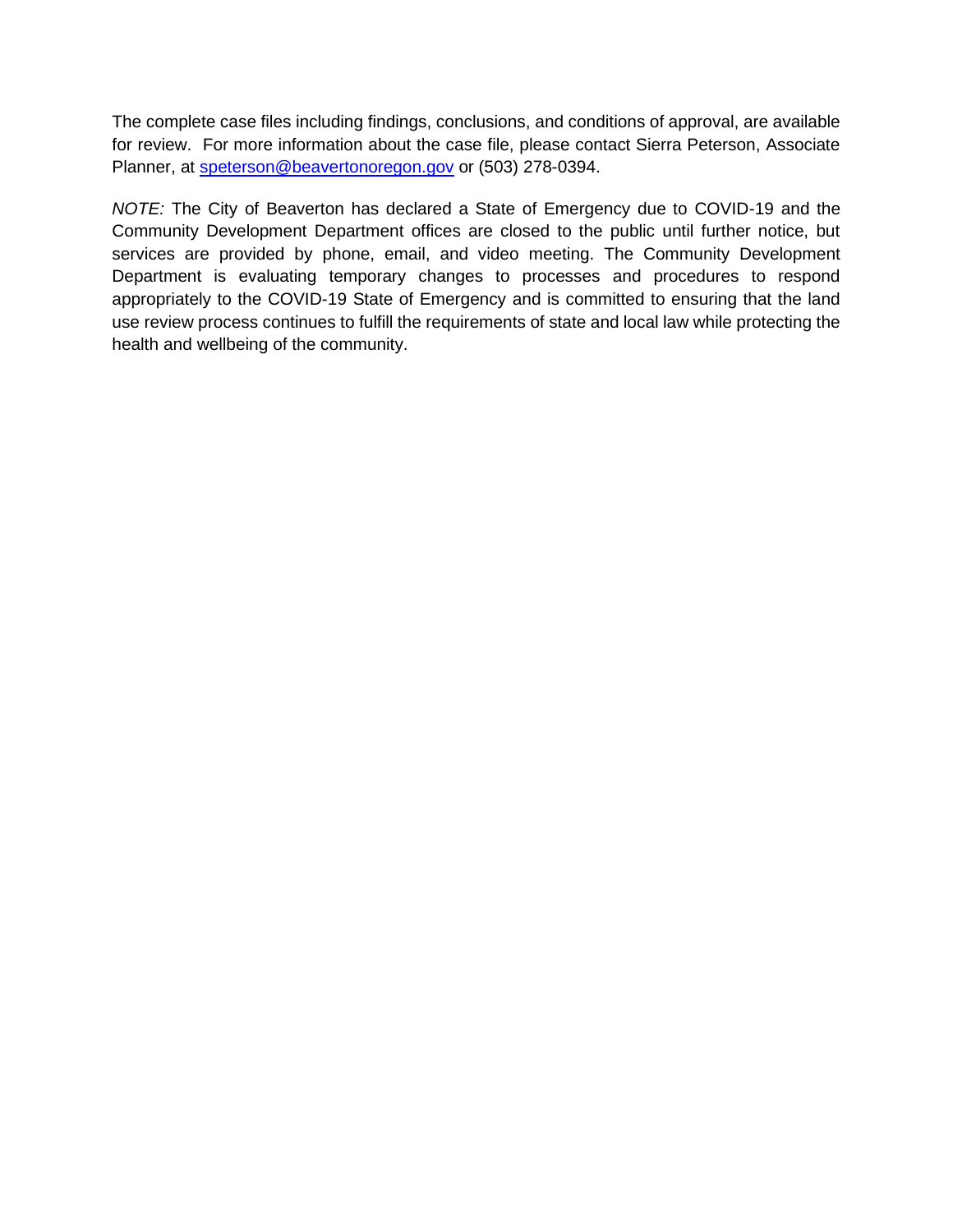The complete case files including findings, conclusions, and conditions of approval, are available for review. For more information about the case file, please contact Sierra Peterson, Associate Planner, at [speterson@beavertonoregon.gov](mailto:speterson@beavertonoregon.gov) or (503) 278-0394.

*NOTE:* The City of Beaverton has declared a State of Emergency due to COVID-19 and the Community Development Department offices are closed to the public until further notice, but services are provided by phone, email, and video meeting. The Community Development Department is evaluating temporary changes to processes and procedures to respond appropriately to the COVID-19 State of Emergency and is committed to ensuring that the land use review process continues to fulfill the requirements of state and local law while protecting the health and wellbeing of the community.